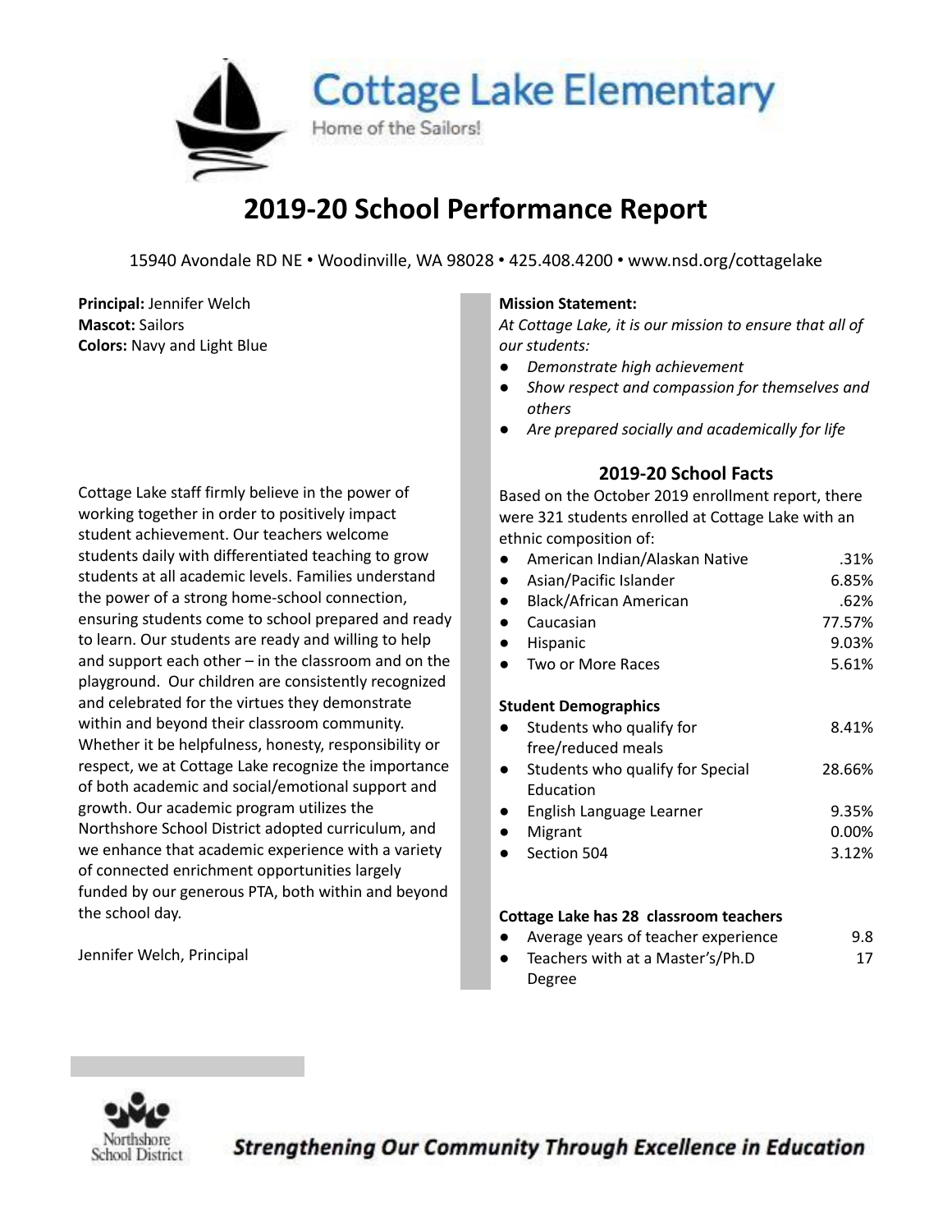# Cottage Lake Elementary

Home of the Sailors!

## 2019-20 School Performance Report

15940 Avondale RD NE • Woodinville, WA 98028 • 425.408.4200 • www.nsd.org/cottagelake

**Principal:** Jennifer Welch
**Mascot:** Sailors
**Colors:** Navy and Light Blue

Cottage Lake staff firmly believe in the power of working together in order to positively impact student achievement. Our teachers welcome students daily with differentiated teaching to grow students at all academic levels. Families understand the power of a strong home-school connection, ensuring students come to school prepared and ready to learn. Our students are ready and willing to help and support each other – in the classroom and on the playground. Our children are consistently recognized and celebrated for the virtues they demonstrate within and beyond their classroom community. Whether it be helpfulness, honesty, responsibility or respect, we at Cottage Lake recognize the importance of both academic and social/emotional support and growth. Our academic program utilizes the Northshore School District adopted curriculum, and we enhance that academic experience with a variety of connected enrichment opportunities largely funded by our generous PTA, both within and beyond the school day.

Jennifer Welch, Principal

**Mission Statement:**

*At Cottage Lake, it is our mission to ensure that all of our students:*

- *Demonstrate high achievement*
- *Show respect and compassion for themselves and others*
- *Are prepared socially and academically for life*

### 2019-20 School Facts

Based on the October 2019 enrollment report, there were 321 students enrolled at Cottage Lake with an ethnic composition of:

- American Indian/Alaskan Native .31%
- Asian/Pacific Islander 6.85%
- Black/African American .62%
- Caucasian 77.57%
- Hispanic 9.03%
- Two or More Races 5.61%

**Student Demographics**

- Students who qualify for free/reduced meals 8.41%
- Students who qualify for Special Education 28.66%
- English Language Learner 9.35%
- Migrant 0.00%
- Section 504 3.12%

**Cottage Lake has 28 classroom teachers**

- Average years of teacher experience 9.8
- Teachers with at a Master's/Ph.D Degree 17

Northshore School District

*Strengthening Our Community Through Excellence in Education*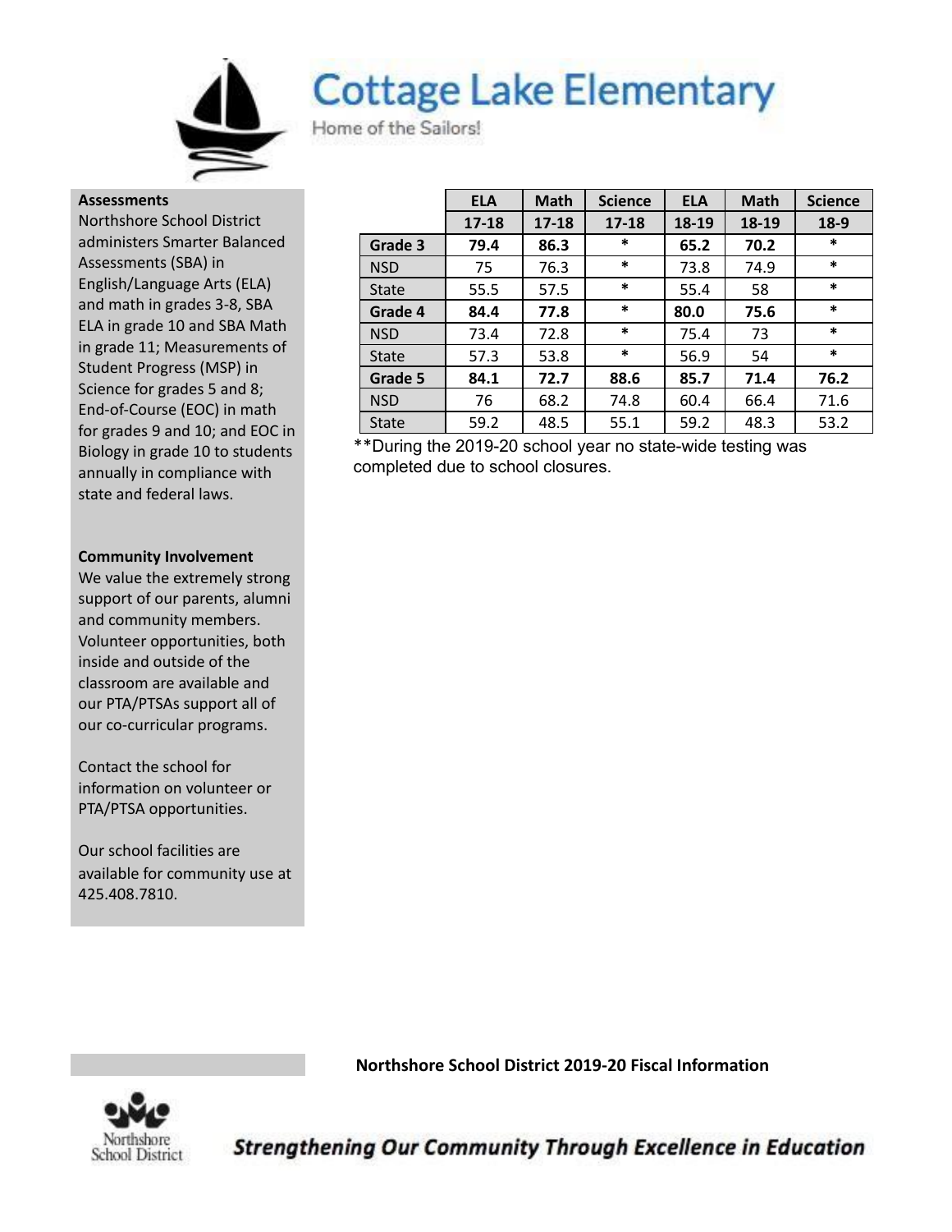# Cottage Lake Elementary

Home of the Sailors!

**Assessments**

Northshore School District administers Smarter Balanced Assessments (SBA) in English/Language Arts (ELA) and math in grades 3-8, SBA ELA in grade 10 and SBA Math in grade 11; Measurements of Student Progress (MSP) in Science for grades 5 and 8; End-of-Course (EOC) in math for grades 9 and 10; and EOC in Biology in grade 10 to students annually in compliance with state and federal laws.

| | ELA | Math | Science | ELA | Math | Science |
|---|---|---|---|---|---|---|
| | 17-18 | 17-18 | 17-18 | 18-19 | 18-19 | 18-9 |
| **Grade 3** | **79.4** | **86.3** | * | **65.2** | **70.2** | * |
| NSD | 75 | 76.3 | * | 73.8 | 74.9 | * |
| State | 55.5 | 57.5 | * | 55.4 | 58 | * |
| **Grade 4** | **84.4** | **77.8** | * | **80.0** | **75.6** | * |
| NSD | 73.4 | 72.8 | * | 75.4 | 73 | * |
| State | 57.3 | 53.8 | * | 56.9 | 54 | * |
| **Grade 5** | **84.1** | **72.7** | **88.6** | **85.7** | **71.4** | **76.2** |
| NSD | 76 | 68.2 | 74.8 | 60.4 | 66.4 | 71.6 |
| State | 59.2 | 48.5 | 55.1 | 59.2 | 48.3 | 53.2 |

**During the 2019-20 school year no state-wide testing was completed due to school closures.

**Community Involvement**

We value the extremely strong support of our parents, alumni and community members. Volunteer opportunities, both inside and outside of the classroom are available and our PTA/PTSAs support all of our co-curricular programs.

Contact the school for information on volunteer or PTA/PTSA opportunities.

Our school facilities are available for community use at 425.408.7810.

**Northshore School District 2019-20 Fiscal Information**

Northshore School District

***Strengthening Our Community Through Excellence in Education***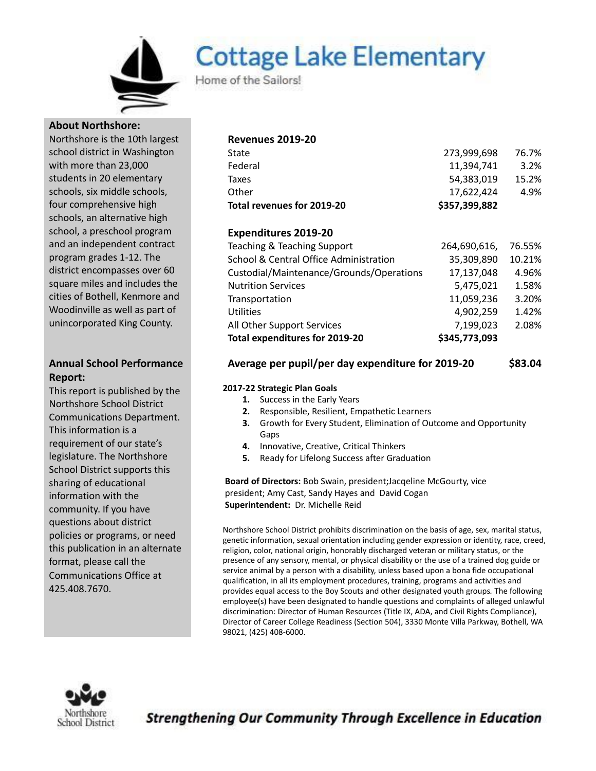# Cottage Lake Elementary

Home of the Sailors!

### About Northshore:

Northshore is the 10th largest school district in Washington with more than 23,000 students in 20 elementary schools, six middle schools, four comprehensive high schools, an alternative high school, a preschool program and an independent contract program grades 1-12. The district encompasses over 60 square miles and includes the cities of Bothell, Kenmore and Woodinville as well as part of unincorporated King County.

### Annual School Performance Report:

This report is published by the Northshore School District Communications Department. This information is a requirement of our state's legislature. The Northshore School District supports this sharing of educational information with the community. If you have questions about district policies or programs, or need this publication in an alternate format, please call the Communications Office at 425.408.7670.

| **Revenues 2019-20** | | |
|---|---|---|
| State | 273,999,698 | 76.7% |
| Federal | 11,394,741 | 3.2% |
| Taxes | 54,383,019 | 15.2% |
| Other | 17,622,424 | 4.9% |
| **Total revenues for 2019-20** | **$357,399,882** | |

| **Expenditures 2019-20** | | |
|---|---|---|
| Teaching & Teaching Support | 264,690,616, | 76.55% |
| School & Central Office Administration | 35,309,890 | 10.21% |
| Custodial/Maintenance/Grounds/Operations | 17,137,048 | 4.96% |
| Nutrition Services | 5,475,021 | 1.58% |
| Transportation | 11,059,236 | 3.20% |
| Utilities | 4,902,259 | 1.42% |
| All Other Support Services | 7,199,023 | 2.08% |
| **Total expenditures for 2019-20** | **$345,773,093** | |

**Average per pupil/per day expenditure for 2019-20 $83.04**

**2017-22 Strategic Plan Goals**

1. Success in the Early Years
2. Responsible, Resilient, Empathetic Learners
3. Growth for Every Student, Elimination of Outcome and Opportunity Gaps
4. Innovative, Creative, Critical Thinkers
5. Ready for Lifelong Success after Graduation

**Board of Directors:** Bob Swain, president;Jacqeline McGourty, vice president; Amy Cast, Sandy Hayes and David Cogan
**Superintendent:** Dr. Michelle Reid

Northshore School District prohibits discrimination on the basis of age, sex, marital status, genetic information, sexual orientation including gender expression or identity, race, creed, religion, color, national origin, honorably discharged veteran or military status, or the presence of any sensory, mental, or physical disability or the use of a trained dog guide or service animal by a person with a disability, unless based upon a bona fide occupational qualification, in all its employment procedures, training, programs and activities and provides equal access to the Boy Scouts and other designated youth groups. The following employee(s) have been designated to handle questions and complaints of alleged unlawful discrimination: Director of Human Resources (Title IX, ADA, and Civil Rights Compliance), Director of Career College Readiness (Section 504), 3330 Monte Villa Parkway, Bothell, WA 98021, (425) 408-6000.

Northshore School District

***Strengthening Our Community Through Excellence in Education***